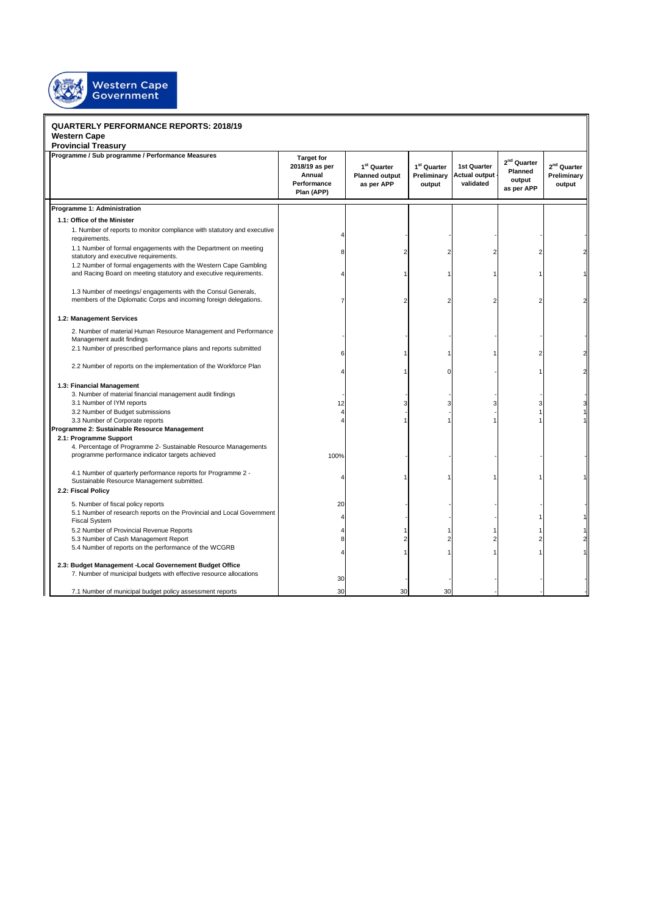Western Cape Government

**QUARTERLY PERFORMANCE REPORTS: 2018/19**
**Western Cape**
**Provincial Treasury**

| Programme / Sub programme / Performance Measures | Target for 2018/19 as per Annual Performance Plan (APP) | 1st Quarter Planned output as per APP | 1st Quarter Preliminary output | 1st Quarter Actual output - validated | 2nd Quarter Planned output as per APP | 2nd Quarter Preliminary output |
|---|---|---|---|---|---|---|
| **Programme 1: Administration** | | | | | | |
| **1.1: Office of the Minister** | | | | | | |
| 1. Number of reports to monitor compliance with statutory and executive requirements. | 4 | - | - | - | - | - |
| 1.1 Number of formal engagements with the Department on meeting statutory and executive requirements. | 8 | 2 | 2 | 2 | 2 | 2 |
| 1.2 Number of formal engagements with the Western Cape Gambling and Racing Board on meeting statutory and executive requirements. | 4 | 1 | 1 | 1 | 1 | 1 |
| 1.3 Number of meetings/ engagements with the Consul Generals, members of the Diplomatic Corps and incoming foreign delegations. | 7 | 2 | 2 | 2 | 2 | 2 |
| **1.2: Management Services** | | | | | | |
| 2. Number of material Human Resource Management and Performance Management audit findings | - | - | - | - | - | - |
| 2.1 Number of prescribed performance plans and reports submitted | 6 | 1 | 1 | 1 | 2 | 2 |
| 2.2 Number of reports on the implementation of the Workforce Plan | 4 | 1 | 0 | - | 1 | 2 |
| **1.3: Financial Management** | | | | | | |
| 3. Number of material financial management audit findings | - | - | - | - | - | - |
| 3.1 Number of IYM reports | 12 | 3 | 3 | 3 | 3 | 3 |
| 3.2 Number of Budget submissions | 4 | - | - | - | 1 | 1 |
| 3.3 Number of Corporate reports | 4 | 1 | 1 | 1 | 1 | 1 |
| **Programme 2: Sustainable Resource Management** | | | | | | |
| **2.1: Programme Support** | | | | | | |
| 4. Percentage of Programme 2- Sustainable Resource Managements programme performance indicator targets achieved | 100% | - | - | - | - | - |
| 4.1 Number of quarterly performance reports for Programme 2 - Sustainable Resource Management submitted. | 4 | 1 | 1 | 1 | 1 | 1 |
| **2.2: Fiscal Policy** | | | | | | |
| 5. Number of fiscal policy reports | 20 | - | - | - | - | - |
| 5.1 Number of research reports on the Provincial and Local Government Fiscal System | 4 | - | - | - | 1 | 1 |
| 5.2 Number of Provincial Revenue Reports | 4 | 1 | 1 | 1 | 1 | 1 |
| 5.3 Number of Cash Management Report | 8 | 2 | 2 | 2 | 2 | 2 |
| 5.4 Number of reports on the performance of the WCGRB | 4 | 1 | 1 | 1 | 1 | 1 |
| **2.3: Budget Management -Local Governement Budget Office** | | | | | | |
| 7. Number of municipal budgets with effective resource allocations | 30 | - | - | - | - | - |
| 7.1 Number of municipal budget policy assessment reports | 30 | 30 | 30 | - | - | - |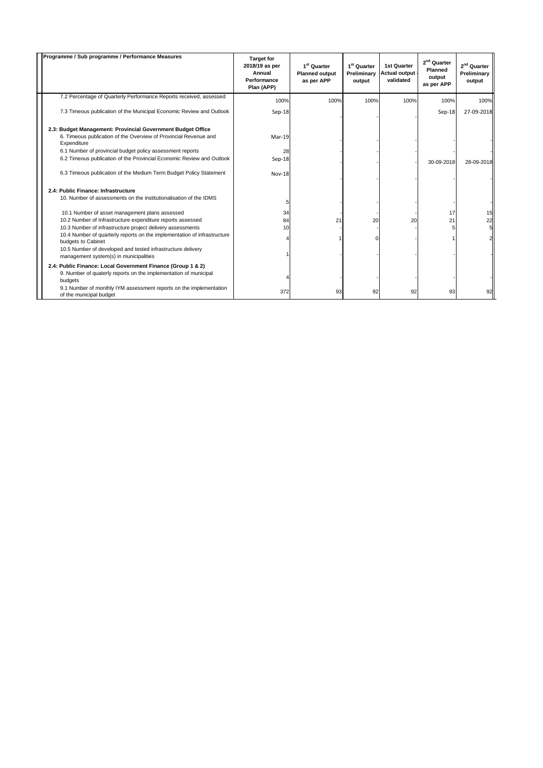| Programme / Sub programme / Performance Measures | Target for 2018/19 as per Annual Performance Plan (APP) | 1st Quarter Planned output as per APP | 1st Quarter Preliminary output | 1st Quarter Actual output - validated | 2nd Quarter Planned output as per APP | 2nd Quarter Preliminary output |
|---|---|---|---|---|---|---|
| 7.2 Percentage of Quarterly Performance Reports received, assessed | 100% | 100% | 100% | 100% | 100% | 100% |
| 7.3 Timeous publication of the Municipal Economic Review and Outlook | Sep-18 | - | - | - | Sep-18 | 27-09-2018 |
| **2.3: Budget Management: Provincial Government Budget Office** | | | | | | |
| 6. Timeous publication of the Overview of Provincial Revenue and Expenditure | Mar-19 | - | - | - | - | - |
| 6.1 Number of provincial budget policy assessment reports | 28 | - | - | - | - | - |
| 6.2 Timeous publication of the Provincial Economic Review and Outlook | Sep-18 | - | - | - | 30-09-2018 | 28-09-2018 |
| 6.3 Timeous publication of the Medium Term Budget Policy Statement | Nov-18 | - | - | - | - | - |
| **2.4: Public Finance: Infrastructure** | | | | | | |
| 10. Number of assessments on the institutionalisation of the IDMS | 5 | - | - | - | - | - |
| 10.1 Number of asset management plans assessed | 34 | - | - | - | 17 | 15 |
| 10.2 Number of Infrastructure expenditure reports assessed | 84 | 21 | 20 | 20 | 21 | 22 |
| 10.3 Number of infrastructure project delivery assessments | 10 | - | - | - | 5 | 5 |
| 10.4 Number of quarterly reports on the implementation of infrastructure budgets to Cabinet | 4 | 1 | 0 | - | 1 | 2 |
| 10.5 Number of developed and tested infrastructure delivery management system(s) in municipalities | 1 | - | - | - | - | - |
| **2.4: Public Finance: Local Government Finance (Group 1 & 2)** | | | | | | |
| 9. Number of quaterly reports on the implementation of municipal budgets | 4 | - | - | - | - | - |
| 9.1 Number of monthly IYM assessment reports on the implementation of the municipal budget | 372 | 93 | 92 | 92 | 93 | 92 |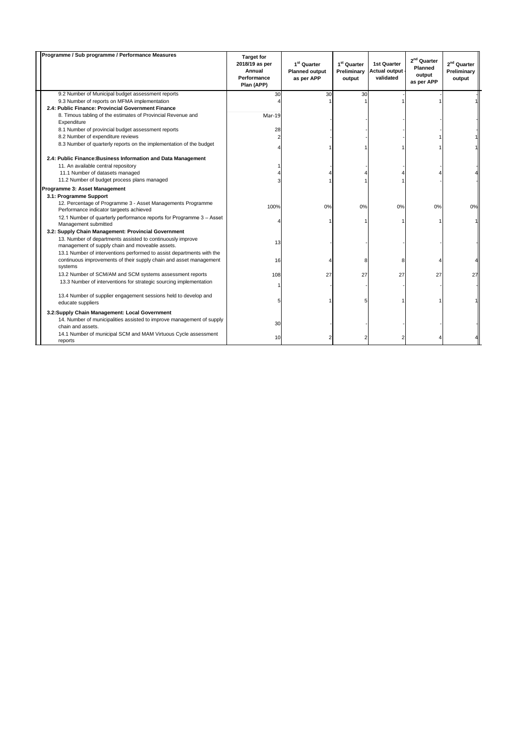| Programme / Sub programme / Performance Measures | Target for 2018/19 as per Annual Performance Plan (APP) | 1st Quarter Planned output as per APP | 1st Quarter Preliminary output | 1st Quarter Actual output - validated | 2nd Quarter Planned output as per APP | 2nd Quarter Preliminary output |
|---|---|---|---|---|---|---|
| 9.2 Number of Municipal budget assessment reports | 30 | 30 | 30 | - | - | - |
| 9.3 Number of reports on MFMA implementation | 4 | 1 | 1 | 1 | 1 | 1 |
| **2.4: Public Finance: Provincial Government Finance** | | | | | | |
| 8. Timous tabling of the estimates of Provincial Revenue and Expenditure | Mar-19 | - | - | - | - | - |
| 8.1 Number of provincial budget assessment reports | 28 | - | - | - | - | - |
| 8.2 Number of expenditure reviews | 2 | - | - | - | 1 | 1 |
| 8.3 Number of quarterly reports on the implementation of the budget | 4 | 1 | 1 | 1 | 1 | 1 |
| **2.4: Public Finance:Business Information and Data Management** | | | | | | |
| 11. An available central repository | 1 | - | - | - | - | - |
| 11.1 Number of datasets managed | 4 | 4 | 4 | 4 | 4 | 4 |
| 11.2 Number of budget process plans managed | 3 | 1 | 1 | 1 | - | - |
| **Programme 3: Asset Management** | | | | | | |
| **3.1: Programme Support** | | | | | | |
| 12. Percentage of Programme 3 - Asset Managements Programme Performance indicator targeets achieved | 100% | 0% | 0% | 0% | 0% | 0% |
| 12.1 Number of quarterly performance reports for Programme 3 – Asset Management submitted | 4 | 1 | 1 | 1 | 1 | 1 |
| **3.2: Supply Chain Management: Provincial Government** | | | | | | |
| 13. Number of departments assisted to continuously improve management of supply chain and moveable assets. | 13 | - | - | - | - | - |
| 13.1 Number of interventions performed to assist departments with the continuous improvements of their supply chain and asset management systems | 16 | 4 | 8 | 8 | 4 | 4 |
| 13.2 Number of SCM/AM and SCM systems assessment reports | 108 | 27 | 27 | 27 | 27 | 27 |
| 13.3 Number of interventions for strategic sourcing implementation | 1 | - | - | - | - | - |
| 13.4 Number of supplier engagement sessions held to develop and educate suppliers | 5 | 1 | 5 | 1 | 1 | 1 |
| **3.2:Supply Chain Management: Local Government** | | | | | | |
| 14. Number of municipalities assisted to improve management of supply chain and assets. | 30 | - | - | - | - | - |
| 14.1 Number of municipal SCM and MAM Virtuous Cycle assessment reports | 10 | 2 | 2 | 2 | 4 | 4 |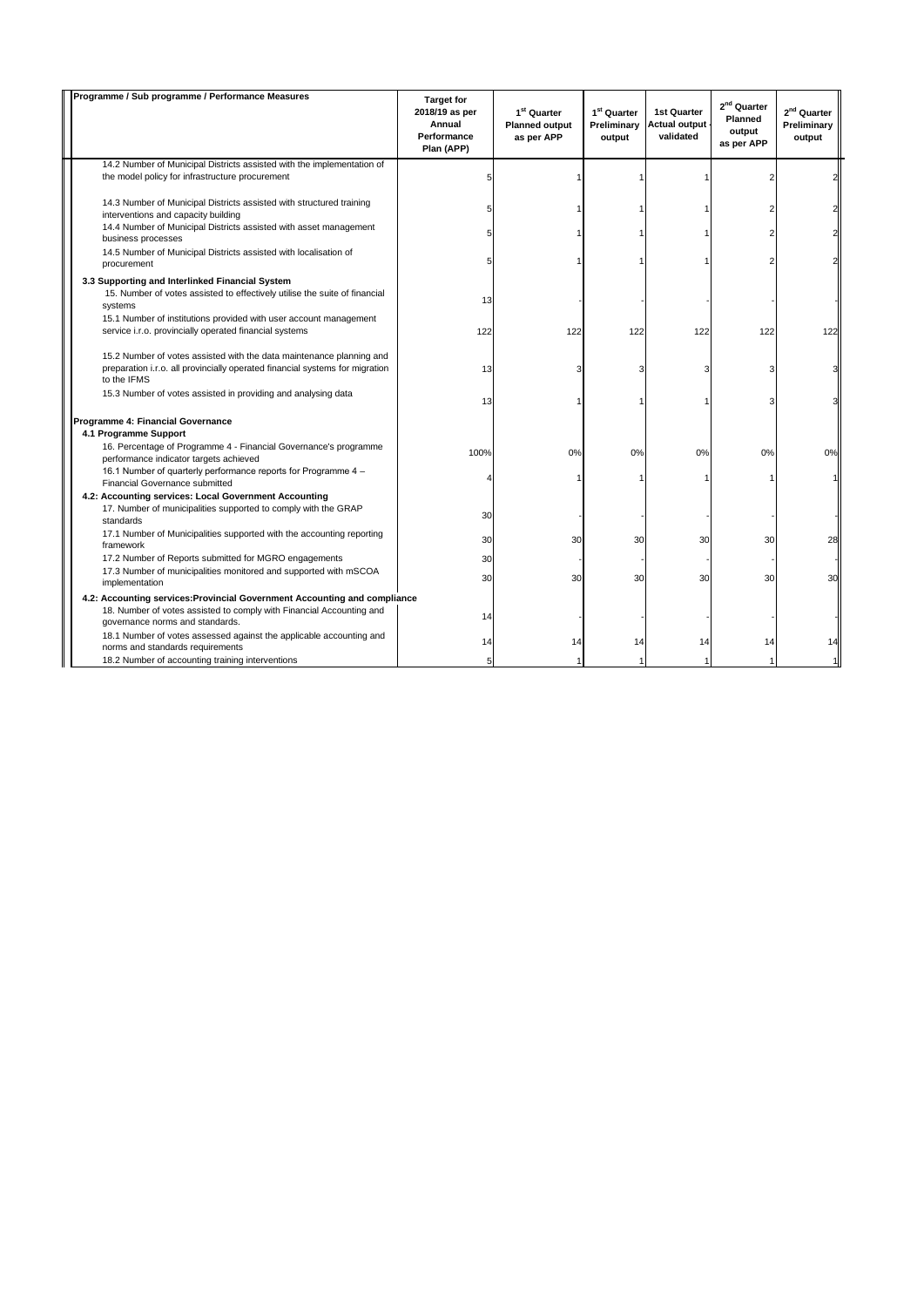| Programme / Sub programme / Performance Measures | Target for 2018/19 as per Annual Performance Plan (APP) | 1st Quarter Planned output as per APP | 1st Quarter Preliminary output | 1st Quarter Actual output - validated | 2nd Quarter Planned output as per APP | 2nd Quarter Preliminary output |
|---|---|---|---|---|---|---|
| 14.2 Number of Municipal Districts assisted with the implementation of the model policy for infrastructure procurement | 5 | 1 | 1 | 1 | 2 | 2 |
| 14.3 Number of Municipal Districts assisted with structured training interventions and capacity building | 5 | 1 | 1 | 1 | 2 | 2 |
| 14.4 Number of Municipal Districts assisted with asset management business processes | 5 | 1 | 1 | 1 | 2 | 2 |
| 14.5 Number of Municipal Districts assisted with localisation of procurement | 5 | 1 | 1 | 1 | 2 | 2 |
| **3.3 Supporting and Interlinked Financial System** | | | | | | |
| 15. Number of votes assisted to effectively utilise the suite of financial systems | 13 | - | - | - | - | - |
| 15.1 Number of institutions provided with user account management service i.r.o. provincially operated financial systems | 122 | 122 | 122 | 122 | 122 | 122 |
| 15.2 Number of votes assisted with the data maintenance planning and preparation i.r.o. all provincially operated financial systems for migration to the IFMS | 13 | 3 | 3 | 3 | 3 | 3 |
| 15.3 Number of votes assisted in providing and analysing data | 13 | 1 | 1 | 1 | 3 | 3 |
| **Programme 4: Financial Governance** | | | | | | |
| **4.1 Programme Support** | | | | | | |
| 16. Percentage of Programme 4 - Financial Governance's programme performance indicator targets achieved | 100% | 0% | 0% | 0% | 0% | 0% |
| 16.1 Number of quarterly performance reports for Programme 4 – Financial Governance submitted | 4 | 1 | 1 | 1 | 1 | 1 |
| **4.2: Accounting services: Local Government Accounting** | | | | | | |
| 17. Number of municipalities supported to comply with the GRAP standards | 30 | - | - | - | - | - |
| 17.1 Number of Municipalities supported with the accounting reporting framework | 30 | 30 | 30 | 30 | 30 | 28 |
| 17.2 Number of Reports submitted for MGRO engagements | 30 | - | - | - | - | - |
| 17.3 Number of municipalities monitored and supported with mSCOA implementation | 30 | 30 | 30 | 30 | 30 | 30 |
| **4.2: Accounting services:Provincial Government Accounting and compliance** | | | | | | |
| 18. Number of votes assisted to comply with Financial Accounting and governance norms and standards. | 14 | - | - | - | - | - |
| 18.1 Number of votes assessed against the applicable accounting and norms and standards requirements | 14 | 14 | 14 | 14 | 14 | 14 |
| 18.2 Number of accounting training interventions | 5 | 1 | 1 | 1 | 1 | 1 |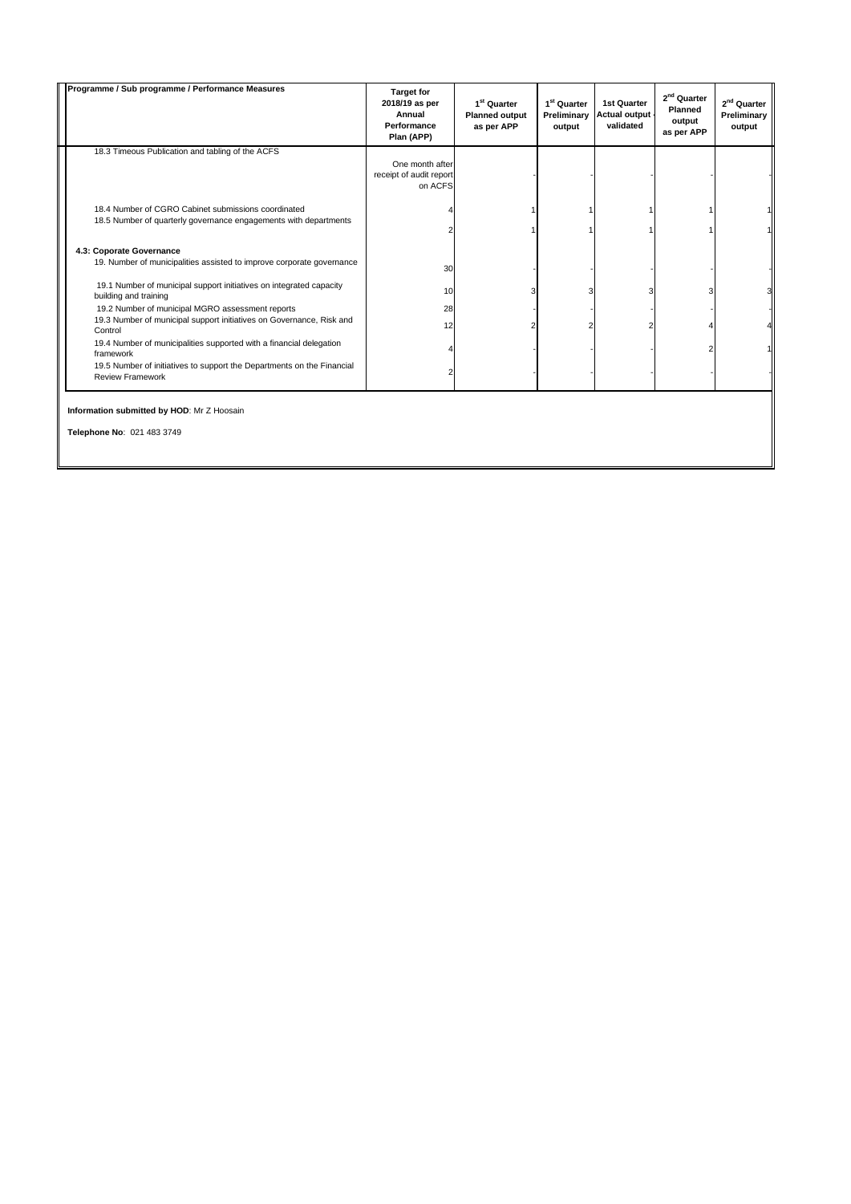| Programme / Sub programme / Performance Measures | Target for 2018/19 as per Annual Performance Plan (APP) | 1st Quarter Planned output as per APP | 1st Quarter Preliminary output | 1st Quarter Actual output - validated | 2nd Quarter Planned output as per APP | 2nd Quarter Preliminary output |
|---|---|---|---|---|---|---|
| 18.3 Timeous Publication and tabling of the ACFS | One month after receipt of audit report on ACFS | - | - | - | - | - |
| 18.4 Number of CGRO Cabinet submissions coordinated | 4 | 1 | 1 | 1 | 1 | 1 |
| 18.5 Number of quarterly governance engagements with departments | 2 | 1 | 1 | 1 | 1 | 1 |
| **4.3: Coporate Governance** | | | | | | |
| 19. Number of municipalities assisted to improve corporate governance | 30 | - | - | - | - | - |
| 19.1 Number of municipal support initiatives on integrated capacity building and training | 10 | 3 | 3 | 3 | 3 | 3 |
| 19.2 Number of municipal MGRO assessment reports | 28 | - | - | - | - | - |
| 19.3 Number of municipal support initiatives on Governance, Risk and Control | 12 | 2 | 2 | 2 | 4 | 4 |
| 19.4 Number of municipalities supported with a financial delegation framework | 4 | - | - | - | 2 | 1 |
| 19.5 Number of initiatives to support the Departments on the Financial Review Framework | 2 | - | - | - | - | - |

**Information submitted by HOD**: Mr Z Hoosain

**Telephone No**: 021 483 3749